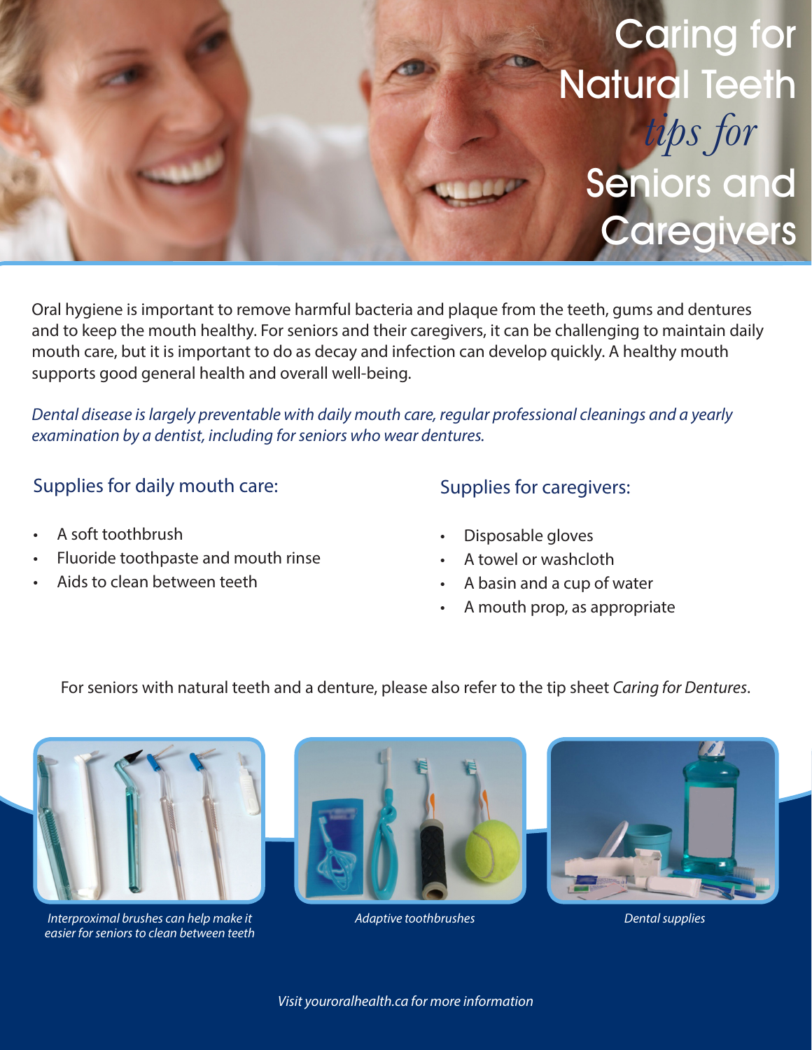# Caring for Natural Teeth *tips for* Seniors and Caregivers

Oral hygiene is important to remove harmful bacteria and plaque from the teeth, gums and dentures and to keep the mouth healthy. For seniors and their caregivers, it can be challenging to maintain daily mouth care, but it is important to do as decay and infection can develop quickly. A healthy mouth supports good general health and overall well-being.

*Dental disease is largely preventable with daily mouth care, regular professional cleanings and a yearly examination by a dentist, including for seniors who wear dentures.*

## Supplies for daily mouth care:

- A soft toothbrush
- Fluoride toothpaste and mouth rinse
- Aids to clean between teeth

## Supplies for caregivers:

- Disposable gloves
- A towel or washcloth
- A basin and a cup of water
- A mouth prop, as appropriate

For seniors with natural teeth and a denture, please also refer to the tip sheet *Caring for Dentures*.

*Interproximal brushes can help make it easier for seniors to clean between teeth*

*Adaptive toothbrushes*

*Dental supplies*

*Visit youroralhealth.ca for more information*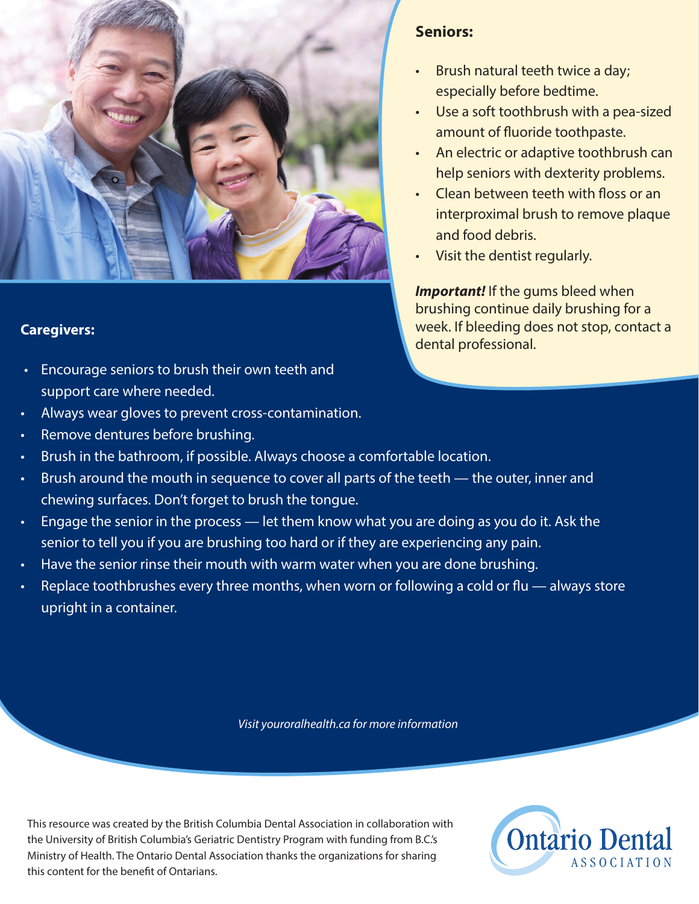## Seniors:

- Brush natural teeth twice a day; especially before bedtime.
- Use a soft toothbrush with a pea-sized amount of fluoride toothpaste.
- An electric or adaptive toothbrush can help seniors with dexterity problems.
- Clean between teeth with floss or an interproximal brush to remove plaque and food debris.
- Visit the dentist regularly.

***Important!*** If the gums bleed when brushing continue daily brushing for a week. If bleeding does not stop, contact a dental professional.

## Caregivers:

- Encourage seniors to brush their own teeth and support care where needed.
- Always wear gloves to prevent cross-contamination.
- Remove dentures before brushing.
- Brush in the bathroom, if possible. Always choose a comfortable location.
- Brush around the mouth in sequence to cover all parts of the teeth — the outer, inner and chewing surfaces. Don't forget to brush the tongue.
- Engage the senior in the process — let them know what you are doing as you do it. Ask the senior to tell you if you are brushing too hard or if they are experiencing any pain.
- Have the senior rinse their mouth with warm water when you are done brushing.
- Replace toothbrushes every three months, when worn or following a cold or flu — always store upright in a container.

*Visit youroralhealth.ca for more information*

This resource was created by the British Columbia Dental Association in collaboration with the University of British Columbia's Geriatric Dentistry Program with funding from B.C.'s Ministry of Health. The Ontario Dental Association thanks the organizations for sharing this content for the benefit of Ontarians.

Ontario Dental ASSOCIATION